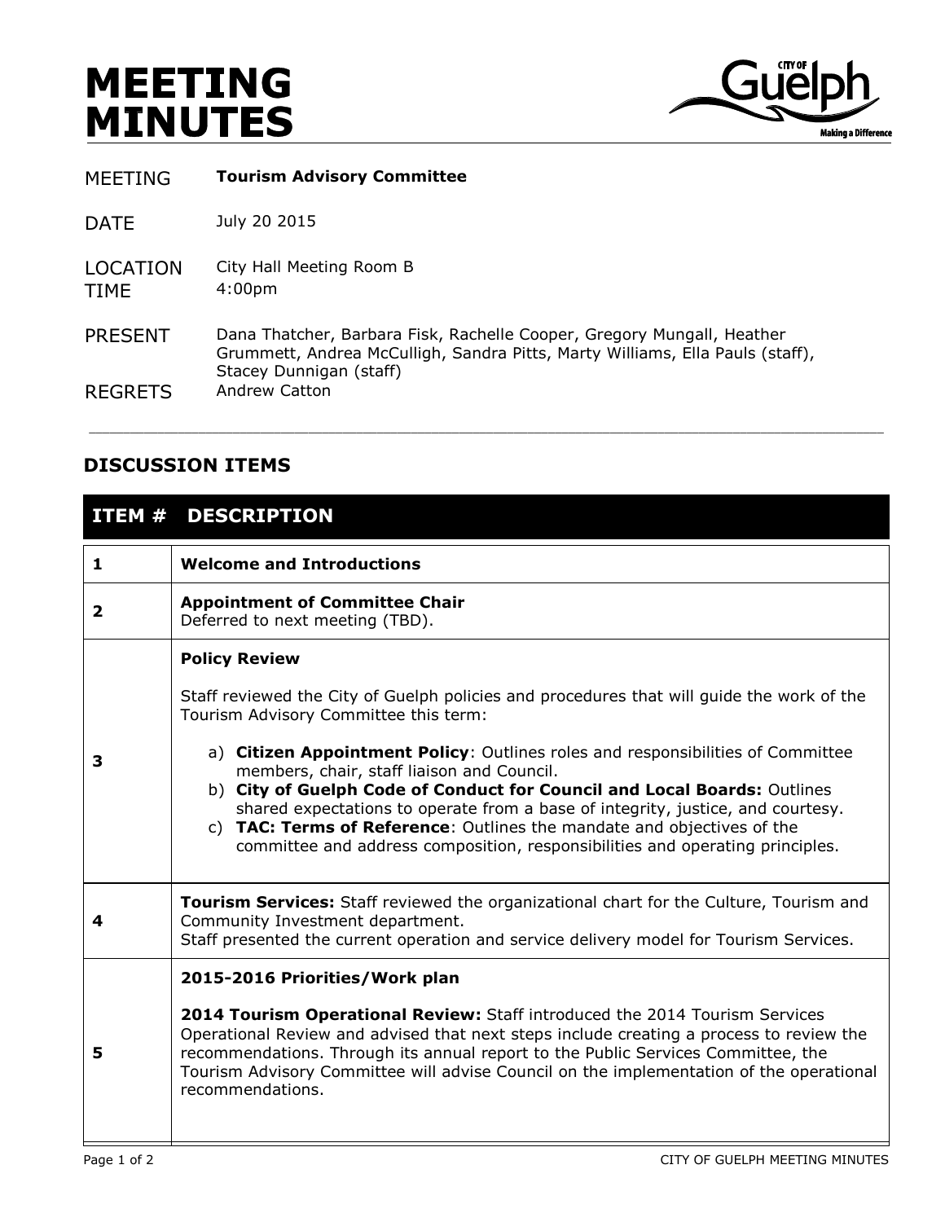# MEETING MINUTES

City of Guelph — Making a Difference

| | |
|---|---|
| MEETING | **Tourism Advisory Committee** |
| DATE | July 20 2015 |
| LOCATION | City Hall Meeting Room B |
| TIME | 4:00pm |
| PRESENT | Dana Thatcher, Barbara Fisk, Rachelle Cooper, Gregory Mungall, Heather Grummett, Andrea McCulligh, Sandra Pitts, Marty Williams, Ella Pauls (staff), Stacey Dunnigan (staff) |
| REGRETS | Andrew Catton |

## DISCUSSION ITEMS

| ITEM # | DESCRIPTION |
|---|---|
| 1 | **Welcome and Introductions** |
| 2 | **Appointment of Committee Chair**<br>Deferred to next meeting (TBD). |
| 3 | **Policy Review**<br><br>Staff reviewed the City of Guelph policies and procedures that will guide the work of the Tourism Advisory Committee this term:<br><br>a) **Citizen Appointment Policy**: Outlines roles and responsibilities of Committee members, chair, staff liaison and Council.<br>b) **City of Guelph Code of Conduct for Council and Local Boards:** Outlines shared expectations to operate from a base of integrity, justice, and courtesy.<br>c) **TAC: Terms of Reference**: Outlines the mandate and objectives of the committee and address composition, responsibilities and operating principles. |
| 4 | **Tourism Services:** Staff reviewed the organizational chart for the Culture, Tourism and Community Investment department.<br>Staff presented the current operation and service delivery model for Tourism Services. |
| 5 | **2015-2016 Priorities/Work plan**<br><br>**2014 Tourism Operational Review:** Staff introduced the 2014 Tourism Services Operational Review and advised that next steps include creating a process to review the recommendations. Through its annual report to the Public Services Committee, the Tourism Advisory Committee will advise Council on the implementation of the operational recommendations. |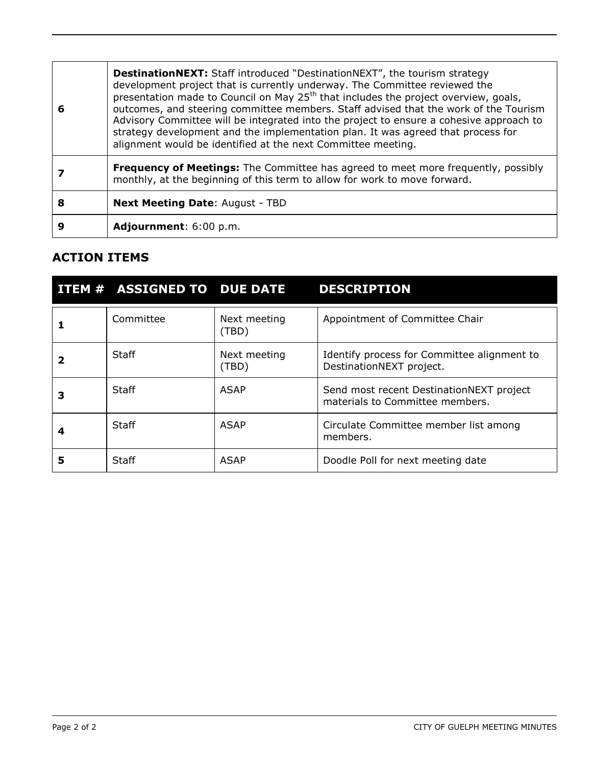| | |
|---|---|
| **6** | **DestinationNEXT:** Staff introduced “DestinationNEXT”, the tourism strategy development project that is currently underway. The Committee reviewed the presentation made to Council on May 25th that includes the project overview, goals, outcomes, and steering committee members. Staff advised that the work of the Tourism Advisory Committee will be integrated into the project to ensure a cohesive approach to strategy development and the implementation plan. It was agreed that process for alignment would be identified at the next Committee meeting. |
| **7** | **Frequency of Meetings:** The Committee has agreed to meet more frequently, possibly monthly, at the beginning of this term to allow for work to move forward. |
| **8** | **Next Meeting Date**: August - TBD |
| **9** | **Adjournment**: 6:00 p.m. |

## ACTION ITEMS

| ITEM # | ASSIGNED TO | DUE DATE | DESCRIPTION |
|---|---|---|---|
| **1** | Committee | Next meeting (TBD) | Appointment of Committee Chair |
| **2** | Staff | Next meeting (TBD) | Identify process for Committee alignment to DestinationNEXT project. |
| **3** | Staff | ASAP | Send most recent DestinationNEXT project materials to Committee members. |
| **4** | Staff | ASAP | Circulate Committee member list among members. |
| **5** | Staff | ASAP | Doodle Poll for next meeting date |